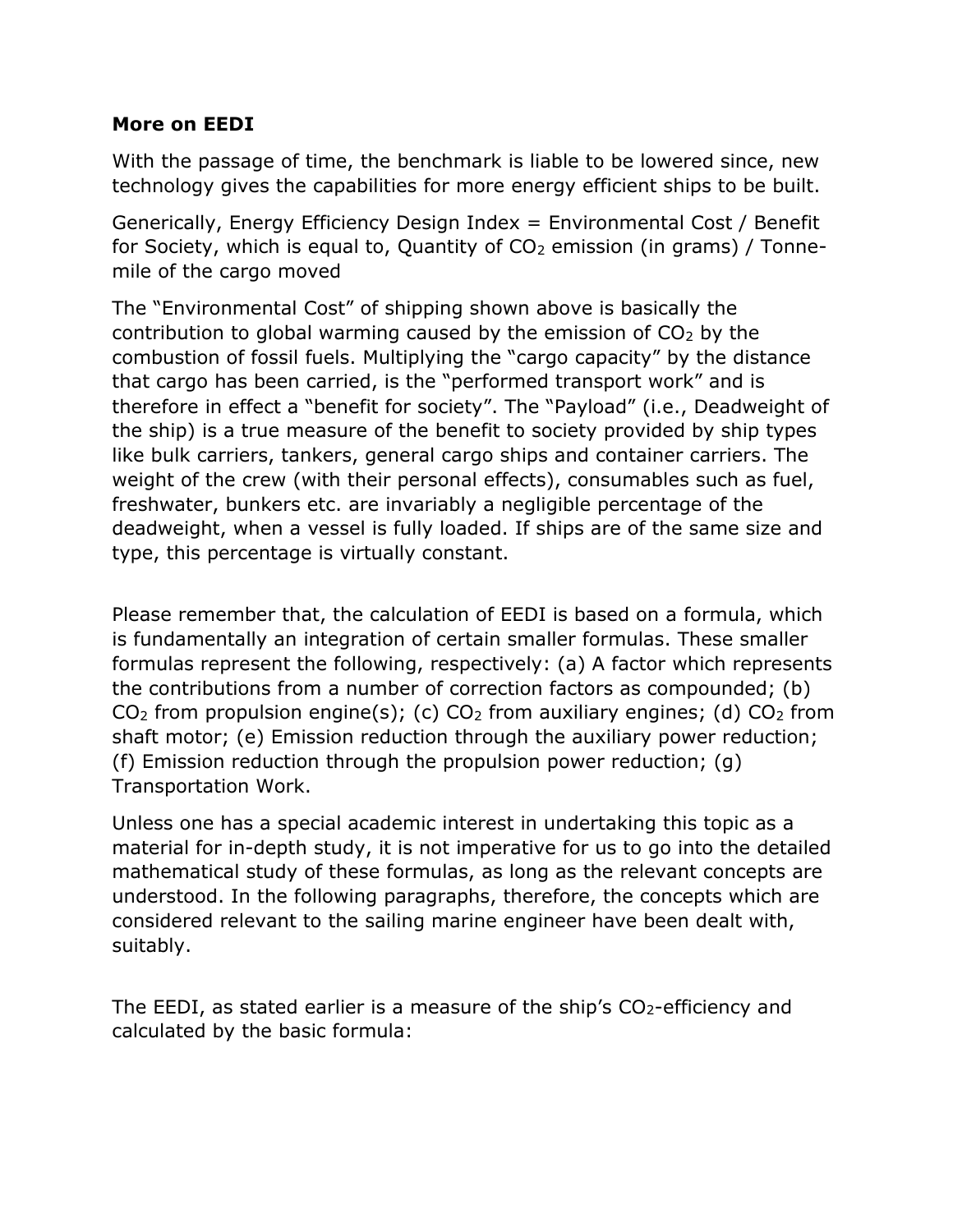**More on EEDI**

With the passage of time, the benchmark is liable to be lowered since, new technology gives the capabilities for more energy efficient ships to be built.

Generically, Energy Efficiency Design Index = Environmental Cost / Benefit for Society, which is equal to, Quantity of $CO_2$ emission (in grams) / Tonne-mile of the cargo moved

The "Environmental Cost" of shipping shown above is basically the contribution to global warming caused by the emission of $CO_2$ by the combustion of fossil fuels. Multiplying the "cargo capacity" by the distance that cargo has been carried, is the "performed transport work" and is therefore in effect a "benefit for society". The "Payload" (i.e., Deadweight of the ship) is a true measure of the benefit to society provided by ship types like bulk carriers, tankers, general cargo ships and container carriers. The weight of the crew (with their personal effects), consumables such as fuel, freshwater, bunkers etc. are invariably a negligible percentage of the deadweight, when a vessel is fully loaded. If ships are of the same size and type, this percentage is virtually constant.

Please remember that, the calculation of EEDI is based on a formula, which is fundamentally an integration of certain smaller formulas. These smaller formulas represent the following, respectively: (a) A factor which represents the contributions from a number of correction factors as compounded; (b) $CO_2$ from propulsion engine(s); (c) $CO_2$ from auxiliary engines; (d) $CO_2$ from shaft motor; (e) Emission reduction through the auxiliary power reduction; (f) Emission reduction through the propulsion power reduction; (g) Transportation Work.

Unless one has a special academic interest in undertaking this topic as a material for in-depth study, it is not imperative for us to go into the detailed mathematical study of these formulas, as long as the relevant concepts are understood. In the following paragraphs, therefore, the concepts which are considered relevant to the sailing marine engineer have been dealt with, suitably.

The EEDI, as stated earlier is a measure of the ship's $CO_2$-efficiency and calculated by the basic formula: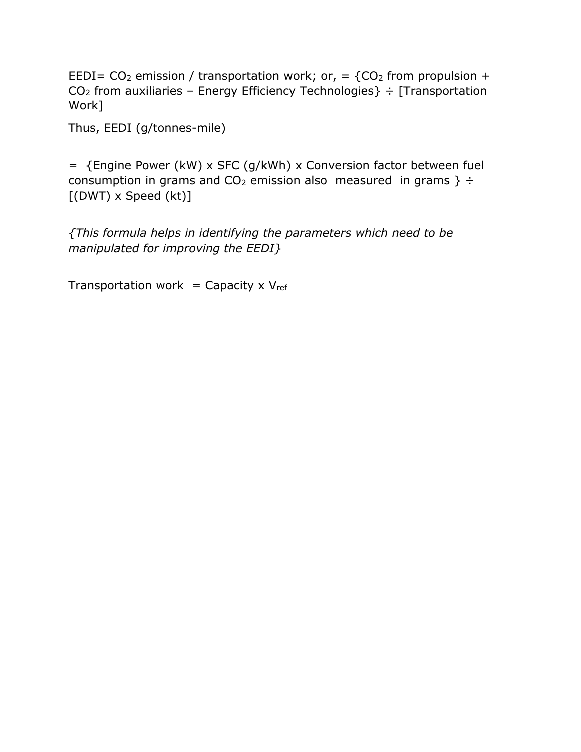EEDI= $CO_2$ emission / transportation work; or, = {$CO_2$ from propulsion + $CO_2$ from auxiliaries – Energy Efficiency Technologies} ÷ [Transportation Work]

Thus, EEDI (g/tonnes-mile)

= {Engine Power (kW) x SFC (g/kWh) x Conversion factor between fuel consumption in grams and $CO_2$ emission also measured in grams } ÷ [(DWT) x Speed (kt)]

*{This formula helps in identifying the parameters which need to be manipulated for improving the EEDI}*

Transportation work = Capacity x $V_{ref}$